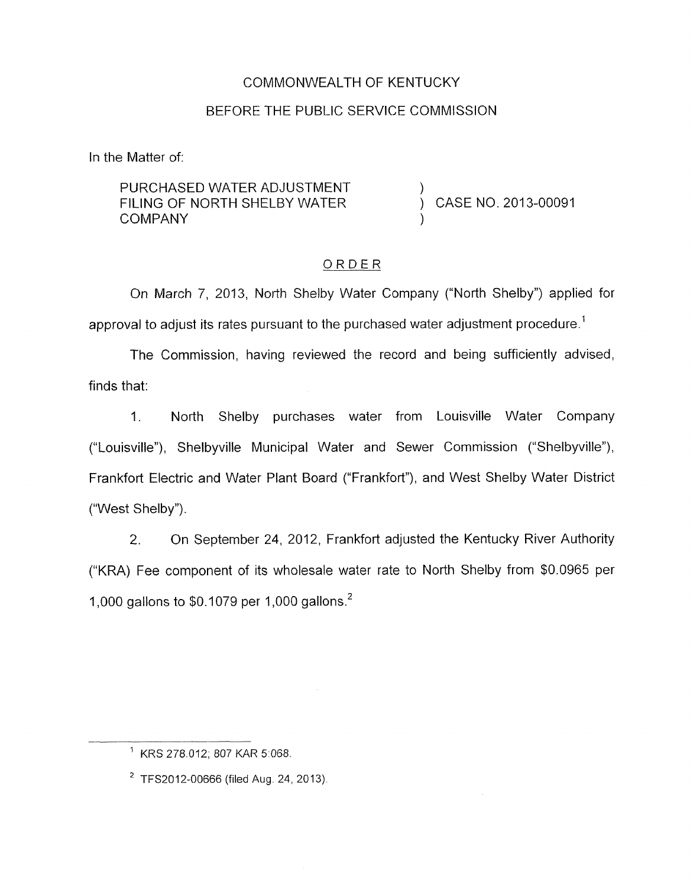COMMONWEALTH OF KENTUCKY

BEFORE THE PUBLIC SERVICE COMMISSION

In the Matter of:

PURCHASED WATER ADJUSTMENT FILING OF NORTH SHELBY WATER COMPANY ) CASE NO. 2013-00091

ORDER

On March 7, 2013, North Shelby Water Company ("North Shelby") applied for approval to adjust its rates pursuant to the purchased water adjustment procedure.[1]

The Commission, having reviewed the record and being sufficiently advised, finds that:

1. North Shelby purchases water from Louisville Water Company ("Louisville"), Shelbyville Municipal Water and Sewer Commission ("Shelbyville"), Frankfort Electric and Water Plant Board ("Frankfort"), and West Shelby Water District ("West Shelby").

2. On September 24, 2012, Frankfort adjusted the Kentucky River Authority ("KRA) Fee component of its wholesale water rate to North Shelby from $0.0965 per 1,000 gallons to $0.1079 per 1,000 gallons.[2]

[1] KRS 278.012; 807 KAR 5:068.

[2] TFS2012-00666 (filed Aug. 24, 2013).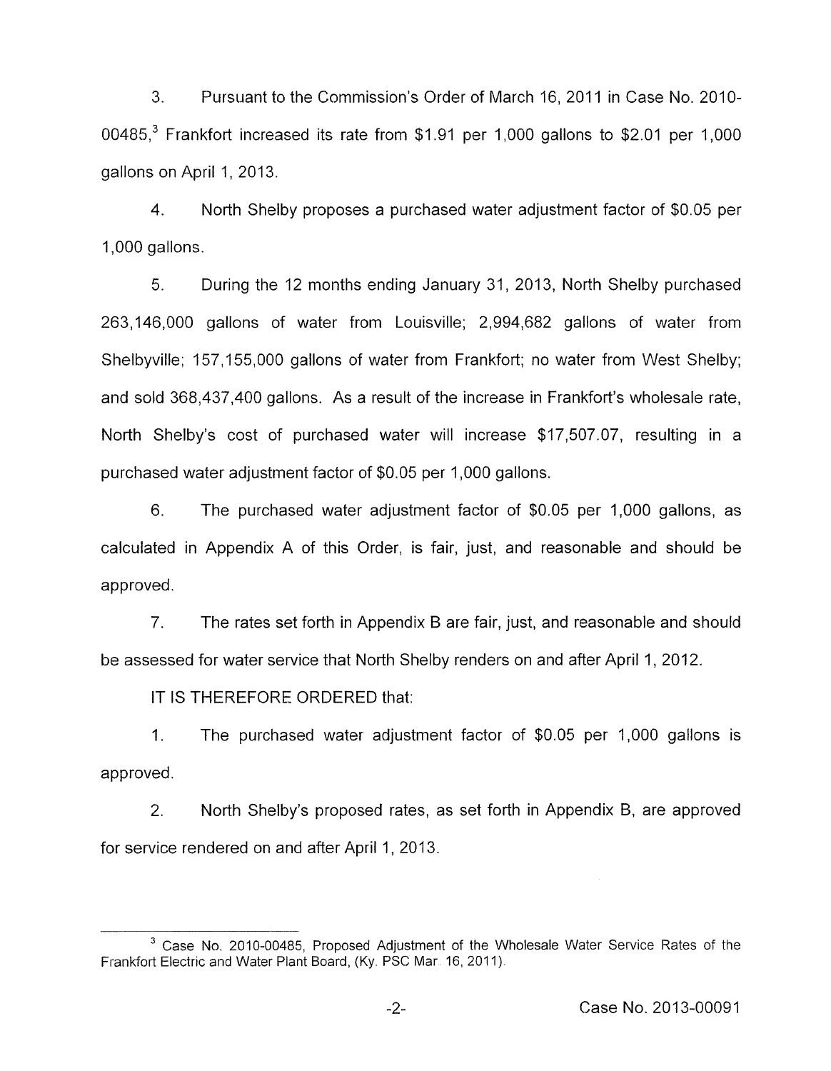3. Pursuant to the Commission's Order of March 16, 2011 in Case No. 2010-00485,[3] Frankfort increased its rate from $1.91 per 1,000 gallons to $2.01 per 1,000 gallons on April 1, 2013.

4. North Shelby proposes a purchased water adjustment factor of $0.05 per 1,000 gallons.

5. During the 12 months ending January 31, 2013, North Shelby purchased 263,146,000 gallons of water from Louisville; 2,994,682 gallons of water from Shelbyville; 157,155,000 gallons of water from Frankfort; no water from West Shelby; and sold 368,437,400 gallons. As a result of the increase in Frankfort's wholesale rate, North Shelby's cost of purchased water will increase $17,507.07, resulting in a purchased water adjustment factor of $0.05 per 1,000 gallons.

6. The purchased water adjustment factor of $0.05 per 1,000 gallons, as calculated in Appendix A of this Order, is fair, just, and reasonable and should be approved.

7. The rates set forth in Appendix B are fair, just, and reasonable and should be assessed for water service that North Shelby renders on and after April 1, 2012.

IT IS THEREFORE ORDERED that:

1. The purchased water adjustment factor of $0.05 per 1,000 gallons is approved.

2. North Shelby's proposed rates, as set forth in Appendix B, are approved for service rendered on and after April 1, 2013.

---

[3] Case No. 2010-00485, Proposed Adjustment of the Wholesale Water Service Rates of the Frankfort Electric and Water Plant Board, (Ky. PSC Mar. 16, 2011).

Case No. 2013-00091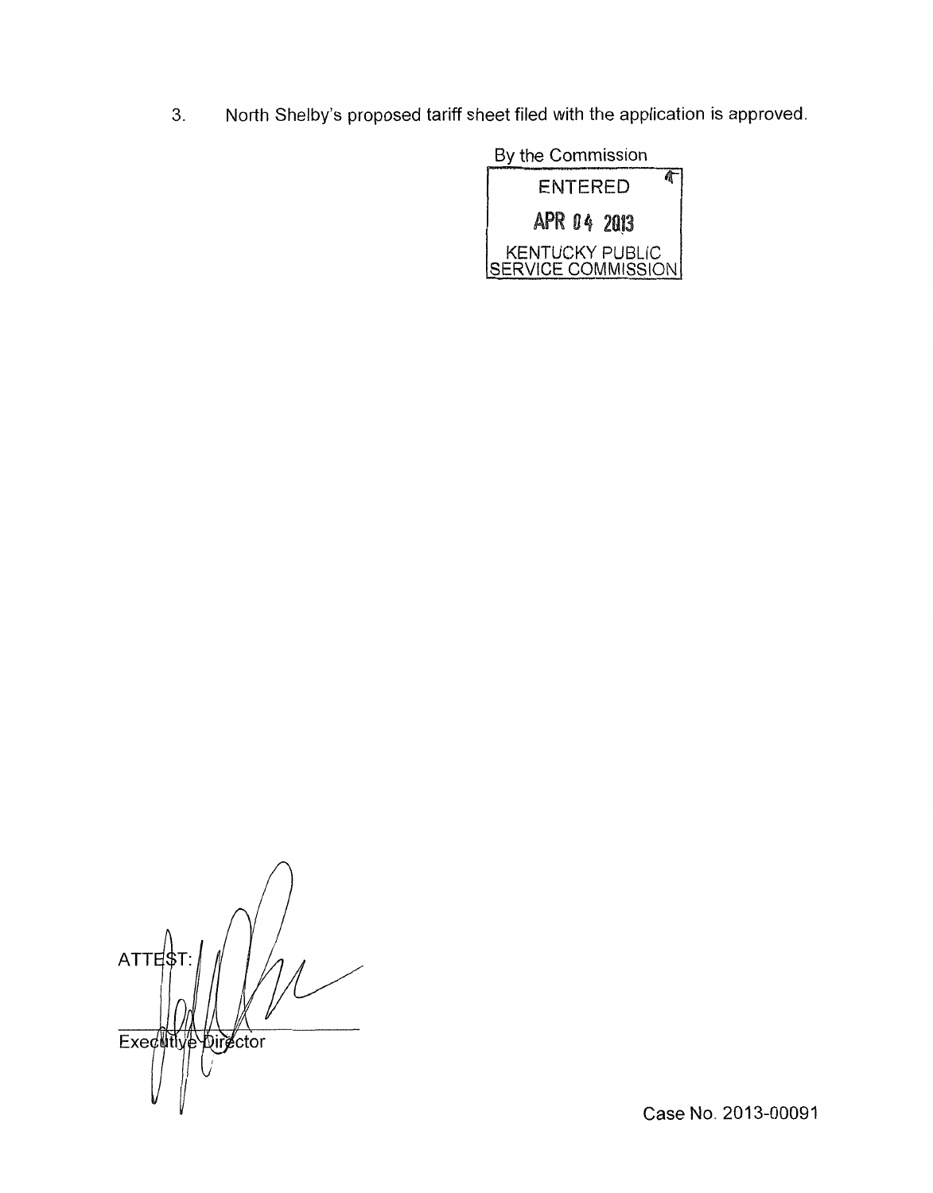3. North Shelby's proposed tariff sheet filed with the application is approved.

By the Commission

ENTERED

APR 04 2013

KENTUCKY PUBLIC SERVICE COMMISSION

ATTEST:

Executive Director

Case No. 2013-00091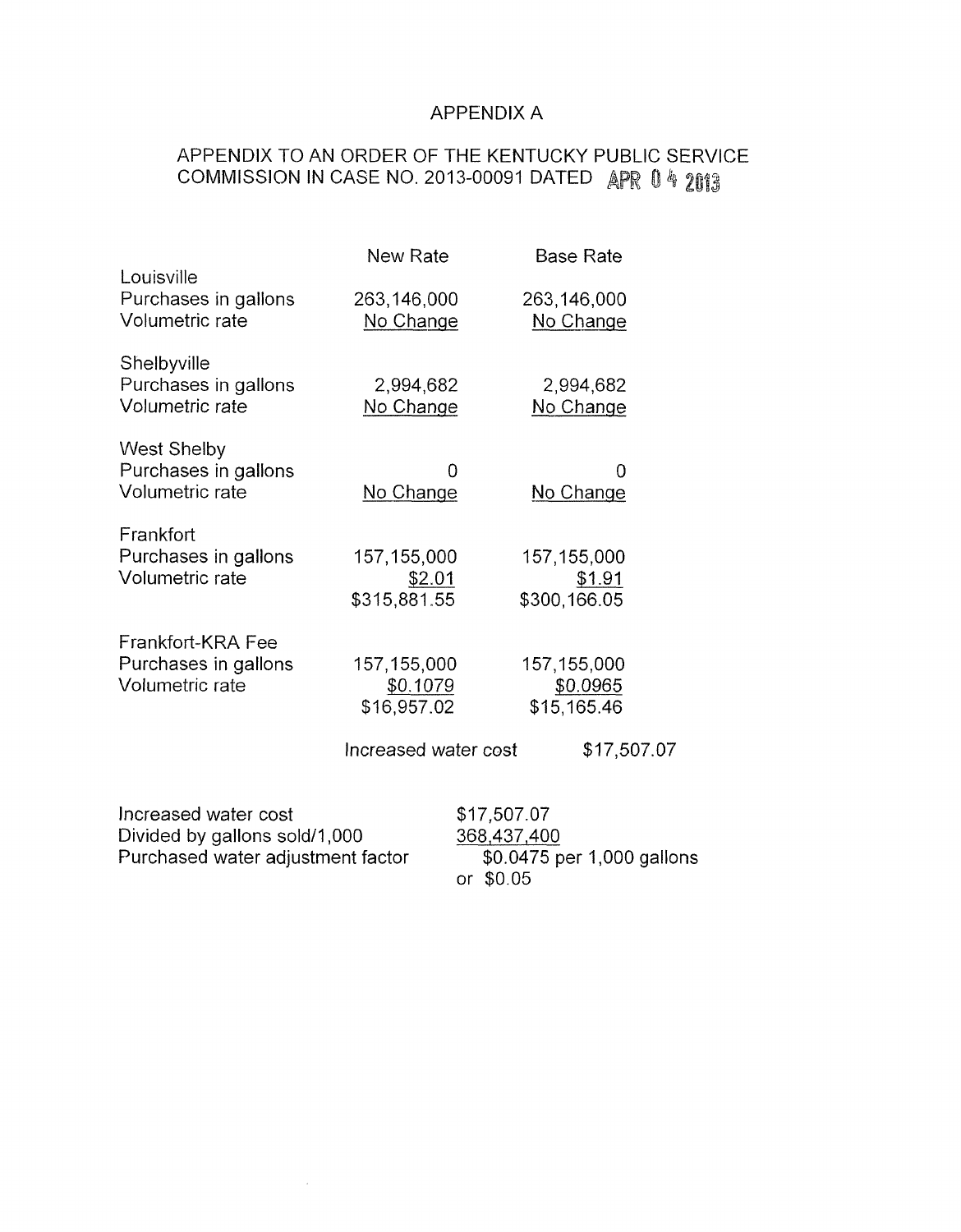# APPENDIX A

## APPENDIX TO AN ORDER OF THE KENTUCKY PUBLIC SERVICE COMMISSION IN CASE NO. 2013-00091 DATED APR 04 2013

| | New Rate | Base Rate |
|---|---|---|
| **Louisville** | | |
| Purchases in gallons | 263,146,000 | 263,146,000 |
| Volumetric rate | No Change | No Change |
| **Shelbyville** | | |
| Purchases in gallons | 2,994,682 | 2,994,682 |
| Volumetric rate | No Change | No Change |
| **West Shelby** | | |
| Purchases in gallons | 0 | 0 |
| Volumetric rate | No Change | No Change |
| **Frankfort** | | |
| Purchases in gallons | 157,155,000 | 157,155,000 |
| Volumetric rate | $2.01 | $1.91 |
| | $315,881.55 | $300,166.05 |
| **Frankfort-KRA Fee** | | |
| Purchases in gallons | 157,155,000 | 157,155,000 |
| Volumetric rate | $0.1079 | $0.0965 |
| | $16,957.02 | $15,165.46 |
| | Increased water cost | $17,507.07 |

| | |
|---|---|
| Increased water cost | $17,507.07 |
| Divided by gallons sold/1,000 | 368,437,400 |
| Purchased water adjustment factor | $0.0475 per 1,000 gallons |
| | or $0.05 |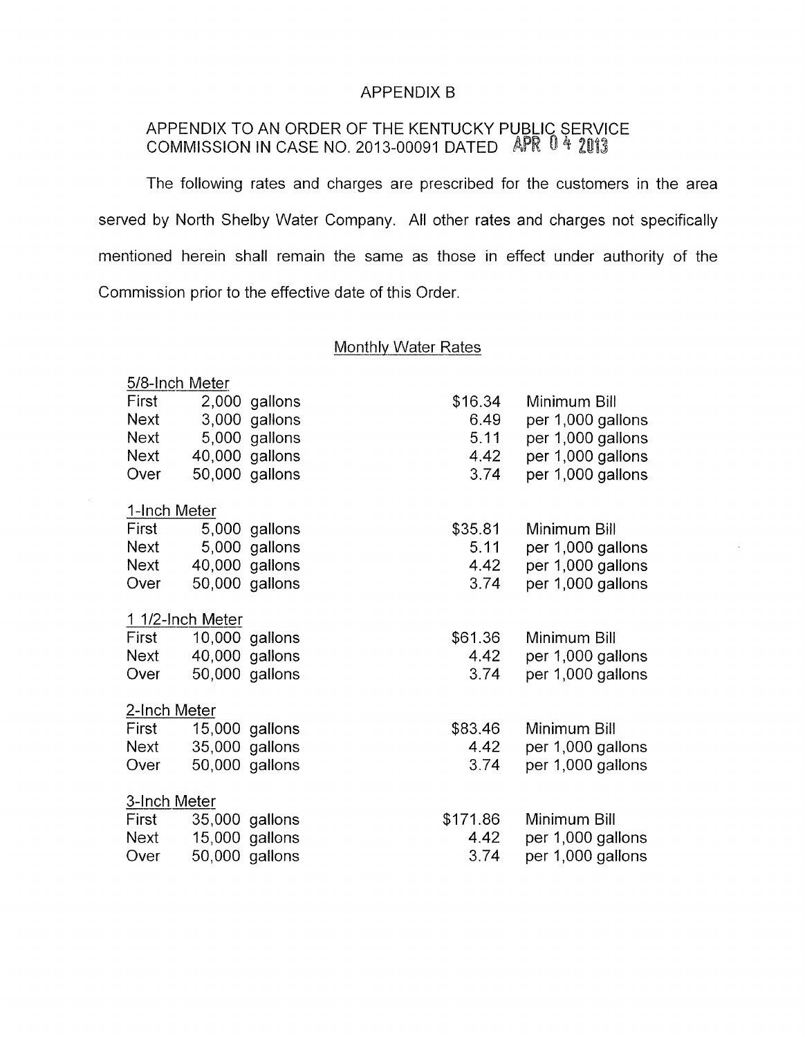# APPENDIX B

## APPENDIX TO AN ORDER OF THE KENTUCKY PUBLIC SERVICE COMMISSION IN CASE NO. 2013-00091 DATED APR 04 2013

The following rates and charges are prescribed for the customers in the area served by North Shelby Water Company. All other rates and charges not specifically mentioned herein shall remain the same as those in effect under authority of the Commission prior to the effective date of this Order.

### Monthly Water Rates

**5/8-Inch Meter**

| | | | |
|---|---|---|---|
| First | 2,000 gallons | $16.34 | Minimum Bill |
| Next | 3,000 gallons | 6.49 | per 1,000 gallons |
| Next | 5,000 gallons | 5.11 | per 1,000 gallons |
| Next | 40,000 gallons | 4.42 | per 1,000 gallons |
| Over | 50,000 gallons | 3.74 | per 1,000 gallons |

**1-Inch Meter**

| | | | |
|---|---|---|---|
| First | 5,000 gallons | $35.81 | Minimum Bill |
| Next | 5,000 gallons | 5.11 | per 1,000 gallons |
| Next | 40,000 gallons | 4.42 | per 1,000 gallons |
| Over | 50,000 gallons | 3.74 | per 1,000 gallons |

**1 1/2-Inch Meter**

| | | | |
|---|---|---|---|
| First | 10,000 gallons | $61.36 | Minimum Bill |
| Next | 40,000 gallons | 4.42 | per 1,000 gallons |
| Over | 50,000 gallons | 3.74 | per 1,000 gallons |

**2-Inch Meter**

| | | | |
|---|---|---|---|
| First | 15,000 gallons | $83.46 | Minimum Bill |
| Next | 35,000 gallons | 4.42 | per 1,000 gallons |
| Over | 50,000 gallons | 3.74 | per 1,000 gallons |

**3-Inch Meter**

| | | | |
|---|---|---|---|
| First | 35,000 gallons | $171.86 | Minimum Bill |
| Next | 15,000 gallons | 4.42 | per 1,000 gallons |
| Over | 50,000 gallons | 3.74 | per 1,000 gallons |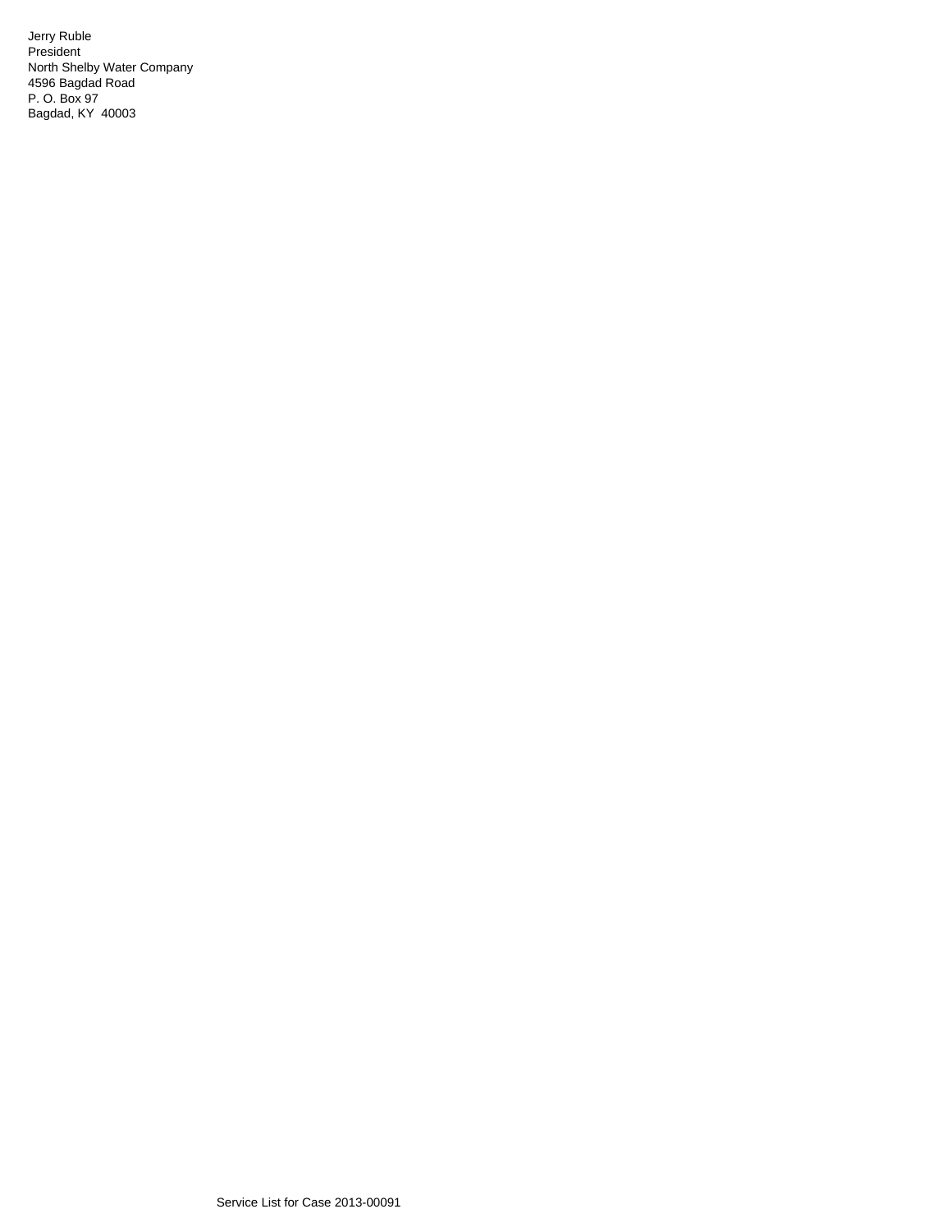Jerry Ruble
President
North Shelby Water Company
4596 Bagdad Road
P. O. Box 97
Bagdad, KY  40003